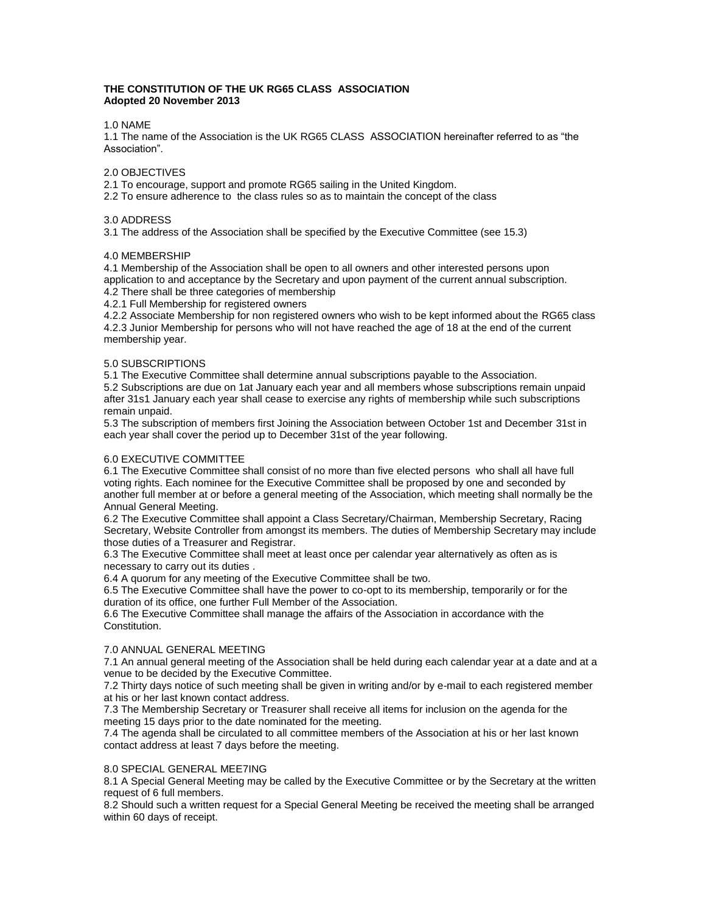**THE CONSTITUTION OF THE UK RG65 CLASS ASSOCIATION**
**Adopted 20 November 2013**

1.0 NAME

1.1 The name of the Association is the UK RG65 CLASS ASSOCIATION hereinafter referred to as "the Association".

2.0 OBJECTIVES

2.1 To encourage, support and promote RG65 sailing in the United Kingdom.

2.2 To ensure adherence to the class rules so as to maintain the concept of the class

3.0 ADDRESS

3.1 The address of the Association shall be specified by the Executive Committee (see 15.3)

4.0 MEMBERSHIP

4.1 Membership of the Association shall be open to all owners and other interested persons upon application to and acceptance by the Secretary and upon payment of the current annual subscription.

4.2 There shall be three categories of membership

4.2.1 Full Membership for registered owners

4.2.2 Associate Membership for non registered owners who wish to be kept informed about the RG65 class

4.2.3 Junior Membership for persons who will not have reached the age of 18 at the end of the current membership year.

5.0 SUBSCRIPTIONS

5.1 The Executive Committee shall determine annual subscriptions payable to the Association.

5.2 Subscriptions are due on 1at January each year and all members whose subscriptions remain unpaid after 31s1 January each year shall cease to exercise any rights of membership while such subscriptions remain unpaid.

5.3 The subscription of members first Joining the Association between October 1st and December 31st in each year shall cover the period up to December 31st of the year following.

6.0 EXECUTIVE COMMITTEE

6.1 The Executive Committee shall consist of no more than five elected persons who shall all have full voting rights. Each nominee for the Executive Committee shall be proposed by one and seconded by another full member at or before a general meeting of the Association, which meeting shall normally be the Annual General Meeting.

6.2 The Executive Committee shall appoint a Class Secretary/Chairman, Membership Secretary, Racing Secretary, Website Controller from amongst its members. The duties of Membership Secretary may include those duties of a Treasurer and Registrar.

6.3 The Executive Committee shall meet at least once per calendar year alternatively as often as is necessary to carry out its duties .

6.4 A quorum for any meeting of the Executive Committee shall be two.

6.5 The Executive Committee shall have the power to co-opt to its membership, temporarily or for the duration of its office, one further Full Member of the Association.

6.6 The Executive Committee shall manage the affairs of the Association in accordance with the Constitution.

7.0 ANNUAL GENERAL MEETING

7.1 An annual general meeting of the Association shall be held during each calendar year at a date and at a venue to be decided by the Executive Committee.

7.2 Thirty days notice of such meeting shall be given in writing and/or by e-mail to each registered member at his or her last known contact address.

7.3 The Membership Secretary or Treasurer shall receive all items for inclusion on the agenda for the meeting 15 days prior to the date nominated for the meeting.

7.4 The agenda shall be circulated to all committee members of the Association at his or her last known contact address at least 7 days before the meeting.

8.0 SPECIAL GENERAL MEE7ING

8.1 A Special General Meeting may be called by the Executive Committee or by the Secretary at the written request of 6 full members.

8.2 Should such a written request for a Special General Meeting be received the meeting shall be arranged within 60 days of receipt.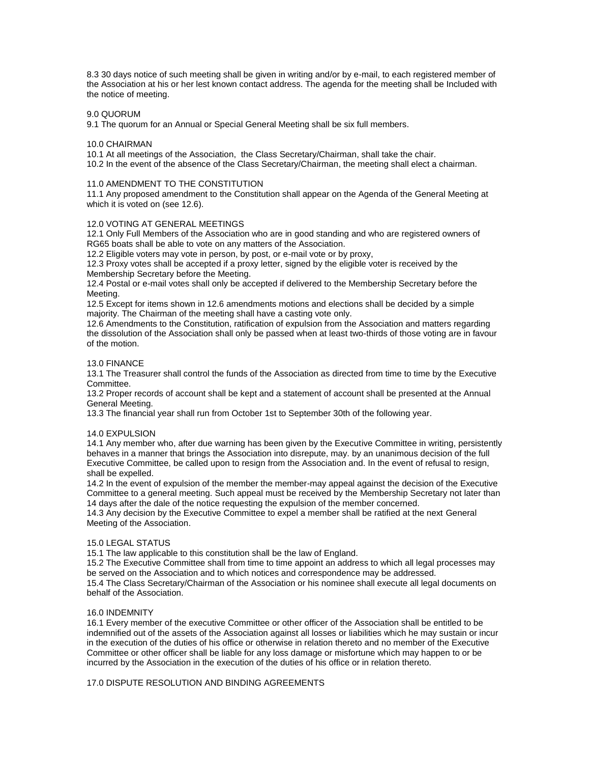8.3 30 days notice of such meeting shall be given in writing and/or by e-mail, to each registered member of the Association at his or her lest known contact address. The agenda for the meeting shall be Included with the notice of meeting.

9.0 QUORUM

9.1 The quorum for an Annual or Special General Meeting shall be six full members.

10.0 CHAIRMAN

10.1 At all meetings of the Association, the Class Secretary/Chairman, shall take the chair.

10.2 In the event of the absence of the Class Secretary/Chairman, the meeting shall elect a chairman.

11.0 AMENDMENT TO THE CONSTITUTION

11.1 Any proposed amendment to the Constitution shall appear on the Agenda of the General Meeting at which it is voted on (see 12.6).

12.0 VOTING AT GENERAL MEETINGS

12.1 Only Full Members of the Association who are in good standing and who are registered owners of RG65 boats shall be able to vote on any matters of the Association.

12.2 Eligible voters may vote in person, by post, or e-mail vote or by proxy,

12.3 Proxy votes shall be accepted if a proxy letter, signed by the eligible voter is received by the Membership Secretary before the Meeting.

12.4 Postal or e-mail votes shall only be accepted if delivered to the Membership Secretary before the Meeting.

12.5 Except for items shown in 12.6 amendments motions and elections shall be decided by a simple majority. The Chairman of the meeting shall have a casting vote only.

12.6 Amendments to the Constitution, ratification of expulsion from the Association and matters regarding the dissolution of the Association shall only be passed when at least two-thirds of those voting are in favour of the motion.

13.0 FINANCE

13.1 The Treasurer shall control the funds of the Association as directed from time to time by the Executive Committee.

13.2 Proper records of account shall be kept and a statement of account shall be presented at the Annual General Meeting.

13.3 The financial year shall run from October 1st to September 30th of the following year.

14.0 EXPULSION

14.1 Any member who, after due warning has been given by the Executive Committee in writing, persistently behaves in a manner that brings the Association into disrepute, may. by an unanimous decision of the full Executive Committee, be called upon to resign from the Association and. In the event of refusal to resign, shall be expelled.

14.2 In the event of expulsion of the member the member-may appeal against the decision of the Executive Committee to a general meeting. Such appeal must be received by the Membership Secretary not later than 14 days after the dale of the notice requesting the expulsion of the member concerned.

14.3 Any decision by the Executive Committee to expel a member shall be ratified at the next General Meeting of the Association.

15.0 LEGAL STATUS

15.1 The law applicable to this constitution shall be the law of England.

15.2 The Executive Committee shall from time to time appoint an address to which all legal processes may be served on the Association and to which notices and correspondence may be addressed.

15.4 The Class Secretary/Chairman of the Association or his nominee shall execute all legal documents on behalf of the Association.

16.0 INDEMNITY

16.1 Every member of the executive Committee or other officer of the Association shall be entitled to be indemnified out of the assets of the Association against all losses or liabilities which he may sustain or incur in the execution of the duties of his office or otherwise in relation thereto and no member of the Executive Committee or other officer shall be liable for any loss damage or misfortune which may happen to or be incurred by the Association in the execution of the duties of his office or in relation thereto.

17.0 DISPUTE RESOLUTION AND BINDING AGREEMENTS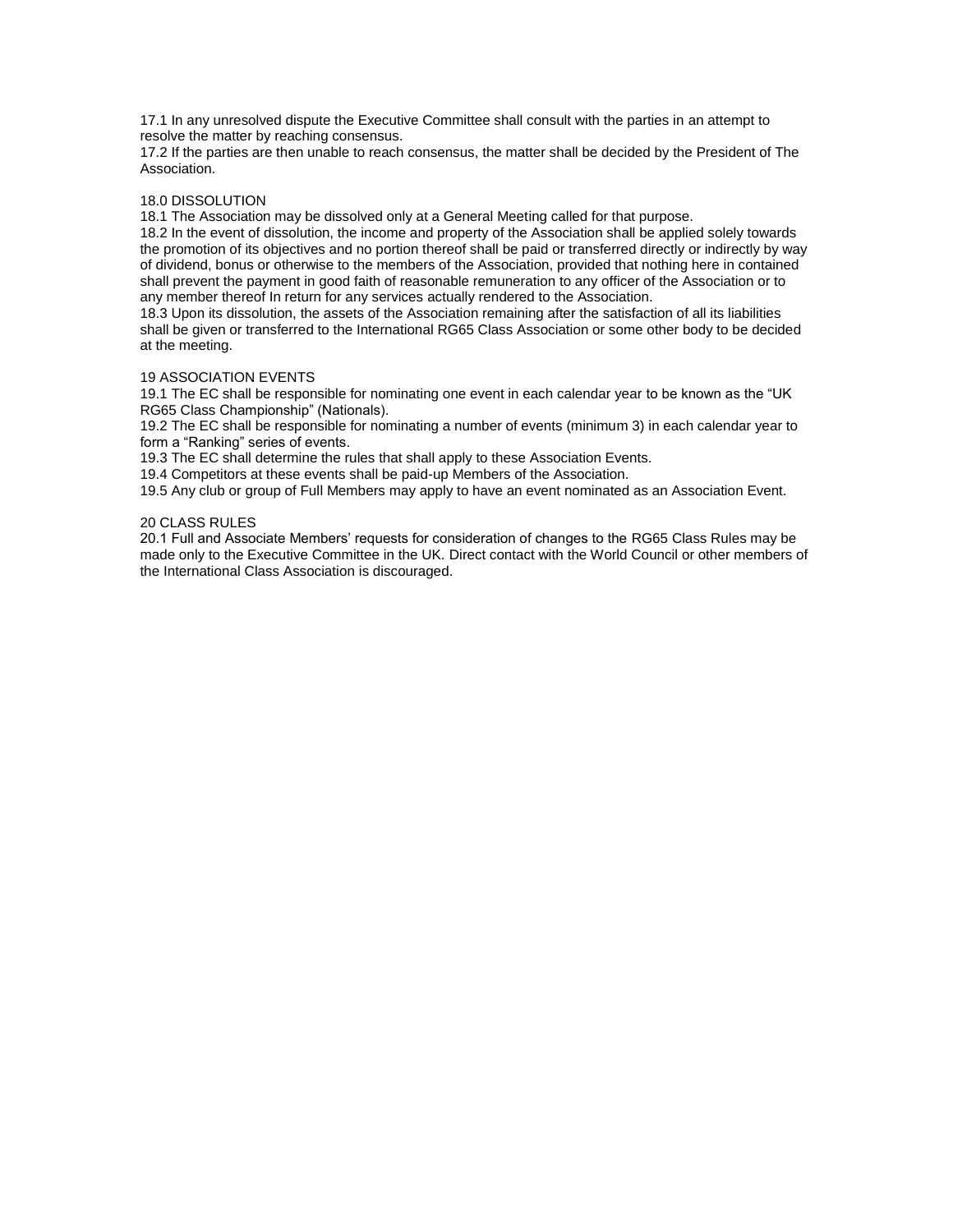17.1 In any unresolved dispute the Executive Committee shall consult with the parties in an attempt to resolve the matter by reaching consensus.
17.2 If the parties are then unable to reach consensus, the matter shall be decided by the President of The Association.

## 18.0 DISSOLUTION

18.1 The Association may be dissolved only at a General Meeting called for that purpose.
18.2 In the event of dissolution, the income and property of the Association shall be applied solely towards the promotion of its objectives and no portion thereof shall be paid or transferred directly or indirectly by way of dividend, bonus or otherwise to the members of the Association, provided that nothing here in contained shall prevent the payment in good faith of reasonable remuneration to any officer of the Association or to any member thereof In return for any services actually rendered to the Association.
18.3 Upon its dissolution, the assets of the Association remaining after the satisfaction of all its liabilities shall be given or transferred to the International RG65 Class Association or some other body to be decided at the meeting.

## 19 ASSOCIATION EVENTS

19.1 The EC shall be responsible for nominating one event in each calendar year to be known as the "UK RG65 Class Championship" (Nationals).
19.2 The EC shall be responsible for nominating a number of events (minimum 3) in each calendar year to form a "Ranking" series of events.
19.3 The EC shall determine the rules that shall apply to these Association Events.
19.4 Competitors at these events shall be paid-up Members of the Association.
19.5 Any club or group of Full Members may apply to have an event nominated as an Association Event.

## 20 CLASS RULES

20.1 Full and Associate Members' requests for consideration of changes to the RG65 Class Rules may be made only to the Executive Committee in the UK. Direct contact with the World Council or other members of the International Class Association is discouraged.